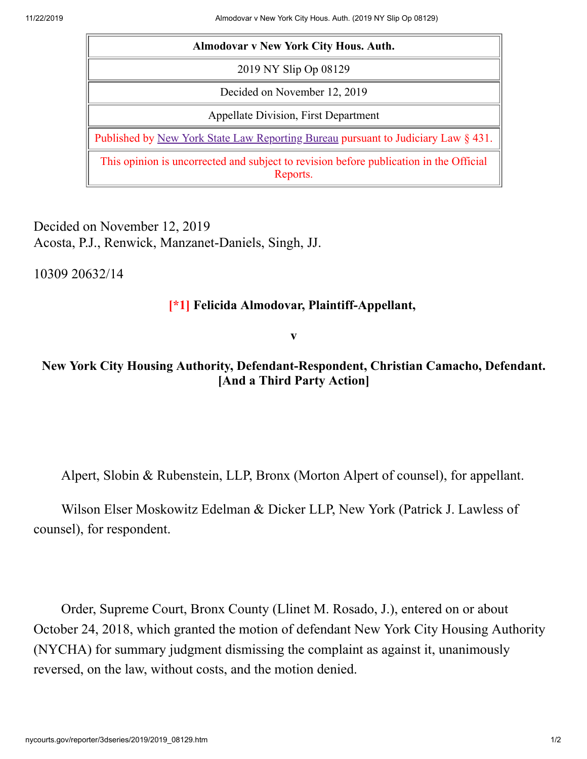| Almodovar v New York City Hous. Auth. |
| --- |
| 2019 NY Slip Op 08129 |
| Decided on November 12, 2019 |
| Appellate Division, First Department |
| Published by New York State Law Reporting Bureau pursuant to Judiciary Law § 431. |
| This opinion is uncorrected and subject to revision before publication in the Official Reports. |

Decided on November 12, 2019
Acosta, P.J., Renwick, Manzanet-Daniels, Singh, JJ.

10309 20632/14

**[*1] Felicida Almodovar, Plaintiff-Appellant,**

**v**

**New York City Housing Authority, Defendant-Respondent, Christian Camacho, Defendant. [And a Third Party Action]**

Alpert, Slobin & Rubenstein, LLP, Bronx (Morton Alpert of counsel), for appellant.

Wilson Elser Moskowitz Edelman & Dicker LLP, New York (Patrick J. Lawless of counsel), for respondent.

Order, Supreme Court, Bronx County (Llinet M. Rosado, J.), entered on or about October 24, 2018, which granted the motion of defendant New York City Housing Authority (NYCHA) for summary judgment dismissing the complaint as against it, unanimously reversed, on the law, without costs, and the motion denied.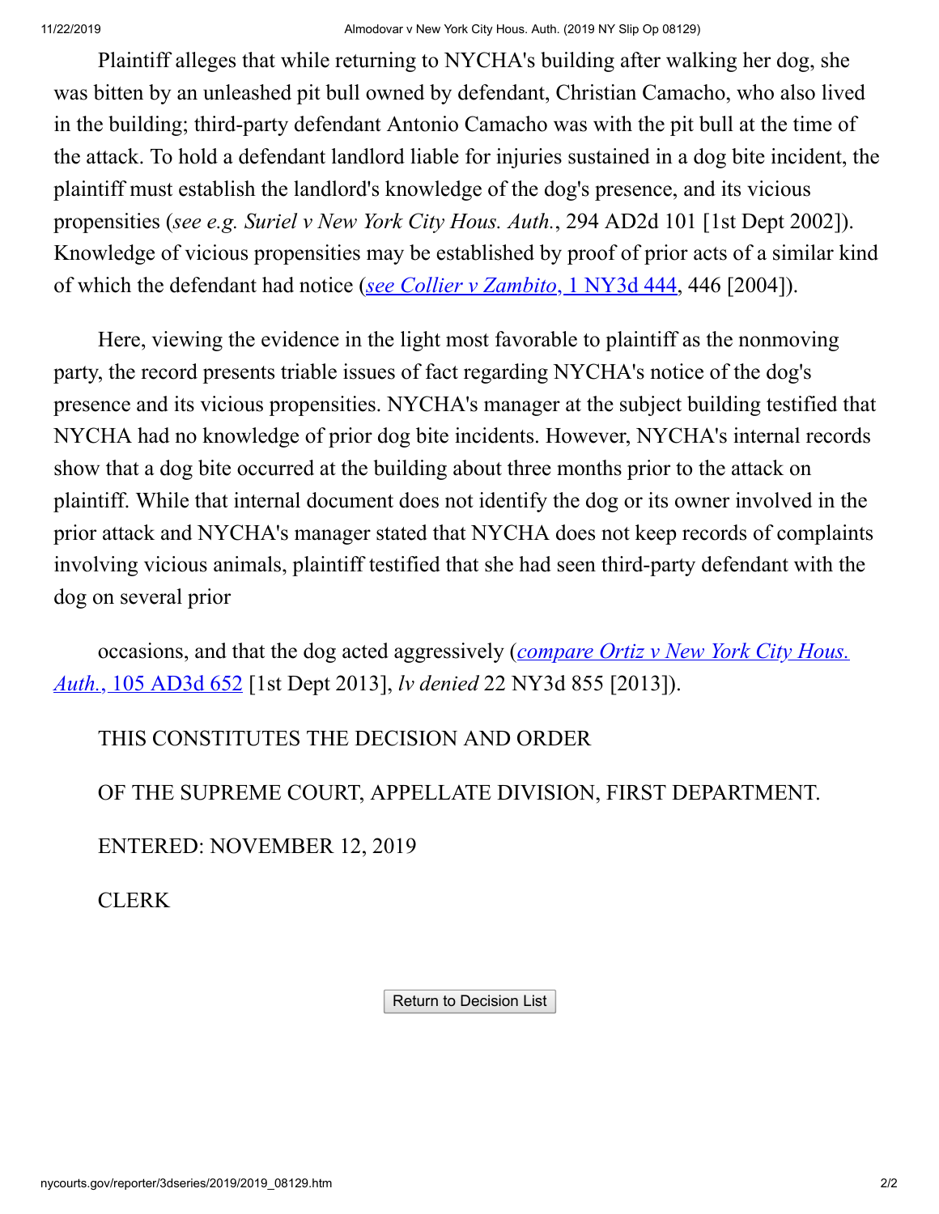Plaintiff alleges that while returning to NYCHA's building after walking her dog, she was bitten by an unleashed pit bull owned by defendant, Christian Camacho, who also lived in the building; third-party defendant Antonio Camacho was with the pit bull at the time of the attack. To hold a defendant landlord liable for injuries sustained in a dog bite incident, the plaintiff must establish the landlord's knowledge of the dog's presence, and its vicious propensities (*see e.g. Suriel v New York City Hous. Auth.*, 294 AD2d 101 [1st Dept 2002]). Knowledge of vicious propensities may be established by proof of prior acts of a similar kind of which the defendant had notice (*see Collier v Zambito*, 1 NY3d 444, 446 [2004]).

Here, viewing the evidence in the light most favorable to plaintiff as the nonmoving party, the record presents triable issues of fact regarding NYCHA's notice of the dog's presence and its vicious propensities. NYCHA's manager at the subject building testified that NYCHA had no knowledge of prior dog bite incidents. However, NYCHA's internal records show that a dog bite occurred at the building about three months prior to the attack on plaintiff. While that internal document does not identify the dog or its owner involved in the prior attack and NYCHA's manager stated that NYCHA does not keep records of complaints involving vicious animals, plaintiff testified that she had seen third-party defendant with the dog on several prior occasions, and that the dog acted aggressively (*compare Ortiz v New York City Hous. Auth.*, 105 AD3d 652 [1st Dept 2013], *lv denied* 22 NY3d 855 [2013]).

THIS CONSTITUTES THE DECISION AND ORDER

OF THE SUPREME COURT, APPELLATE DIVISION, FIRST DEPARTMENT.

ENTERED: NOVEMBER 12, 2019

CLERK

Return to Decision List